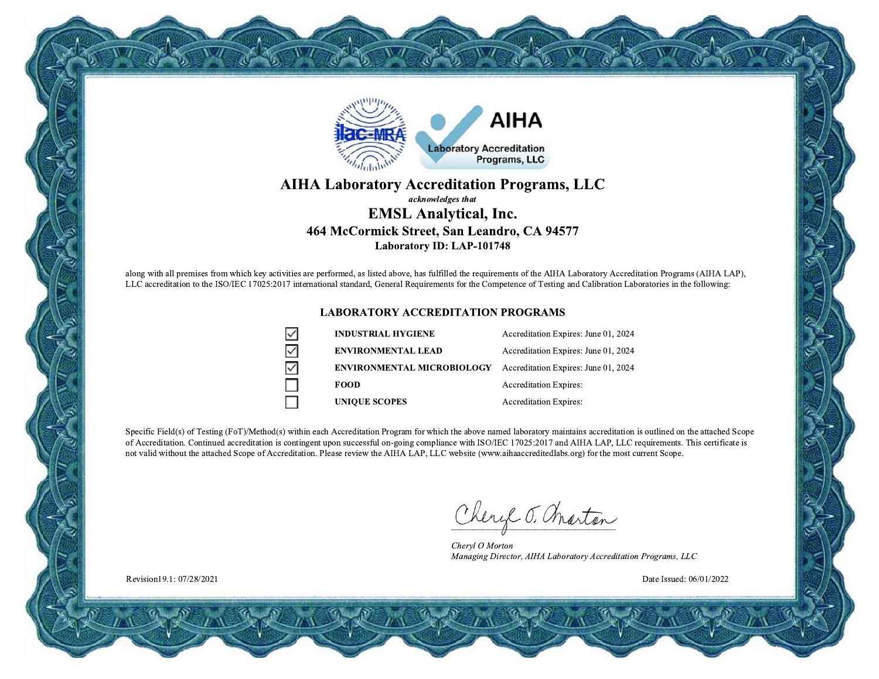# AIHA Laboratory Accreditation Programs, LLC

*acknowledges that*

## EMSL Analytical, Inc.

**464 McCormick Street, San Leandro, CA 94577**

**Laboratory ID: LAP-101748**

along with all premises from which key activities are performed, as listed above, has fulfilled the requirements of the AIHA Laboratory Accreditation Programs (AIHA LAP), LLC accreditation to the ISO/IEC 17025:2017 international standard, General Requirements for the Competence of Testing and Calibration Laboratories in the following:

### LABORATORY ACCREDITATION PROGRAMS

| | Program | Accreditation Expires |
|---|---|---|
| ☑ | **INDUSTRIAL HYGIENE** | Accreditation Expires: June 01, 2024 |
| ☑ | **ENVIRONMENTAL LEAD** | Accreditation Expires: June 01, 2024 |
| ☑ | **ENVIRONMENTAL MICROBIOLOGY** | Accreditation Expires: June 01, 2024 |
| ☐ | **FOOD** | Accreditation Expires: |
| ☐ | **UNIQUE SCOPES** | Accreditation Expires: |

Specific Field(s) of Testing (FoT)/Method(s) within each Accreditation Program for which the above named laboratory maintains accreditation is outlined on the attached Scope of Accreditation. Continued accreditation is contingent upon successful on-going compliance with ISO/IEC 17025:2017 and AIHA LAP, LLC requirements. This certificate is not valid without the attached Scope of Accreditation. Please review the AIHA LAP, LLC website (www.aihaaccreditedlabs.org) for the most current Scope.

*Cheryl O Morton*
*Managing Director, AIHA Laboratory Accreditation Programs, LLC*

Revision19.1: 07/28/2021

Date Issued: 06/01/2022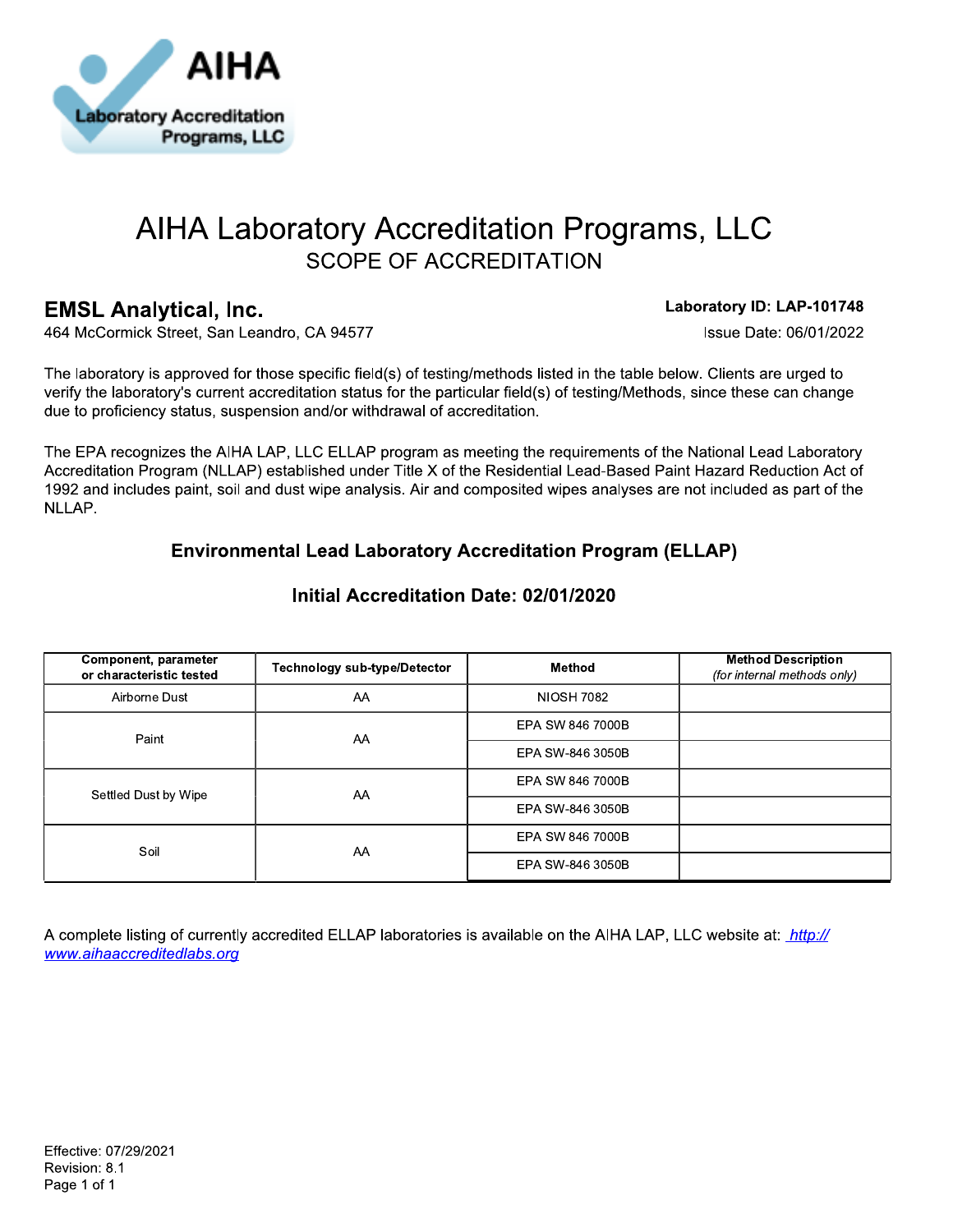# AIHA Laboratory Accreditation Programs, LLC

## SCOPE OF ACCREDITATION

**EMSL Analytical, Inc.**
464 McCormick Street, San Leandro, CA 94577

**Laboratory ID: LAP-101748**
Issue Date: 06/01/2022

The laboratory is approved for those specific field(s) of testing/methods listed in the table below. Clients are urged to verify the laboratory's current accreditation status for the particular field(s) of testing/Methods, since these can change due to proficiency status, suspension and/or withdrawal of accreditation.

The EPA recognizes the AIHA LAP, LLC ELLAP program as meeting the requirements of the National Lead Laboratory Accreditation Program (NLLAP) established under Title X of the Residential Lead-Based Paint Hazard Reduction Act of 1992 and includes paint, soil and dust wipe analysis. Air and composited wipes analyses are not included as part of the NLLAP.

### Environmental Lead Laboratory Accreditation Program (ELLAP)

### Initial Accreditation Date: 02/01/2020

| Component, parameter or characteristic tested | Technology sub-type/Detector | Method | Method Description *(for internal methods only)* |
|---|---|---|---|
| Airborne Dust | AA | NIOSH 7082 | |
| Paint | AA | EPA SW 846 7000B | |
| | | EPA SW-846 3050B | |
| Settled Dust by Wipe | AA | EPA SW 846 7000B | |
| | | EPA SW-846 3050B | |
| Soil | AA | EPA SW 846 7000B | |
| | | EPA SW-846 3050B | |

A complete listing of currently accredited ELLAP laboratories is available on the AIHA LAP, LLC website at: [http://www.aihaaccreditedlabs.org](http://www.aihaaccreditedlabs.org)

Effective: 07/29/2021
Revision: 8.1